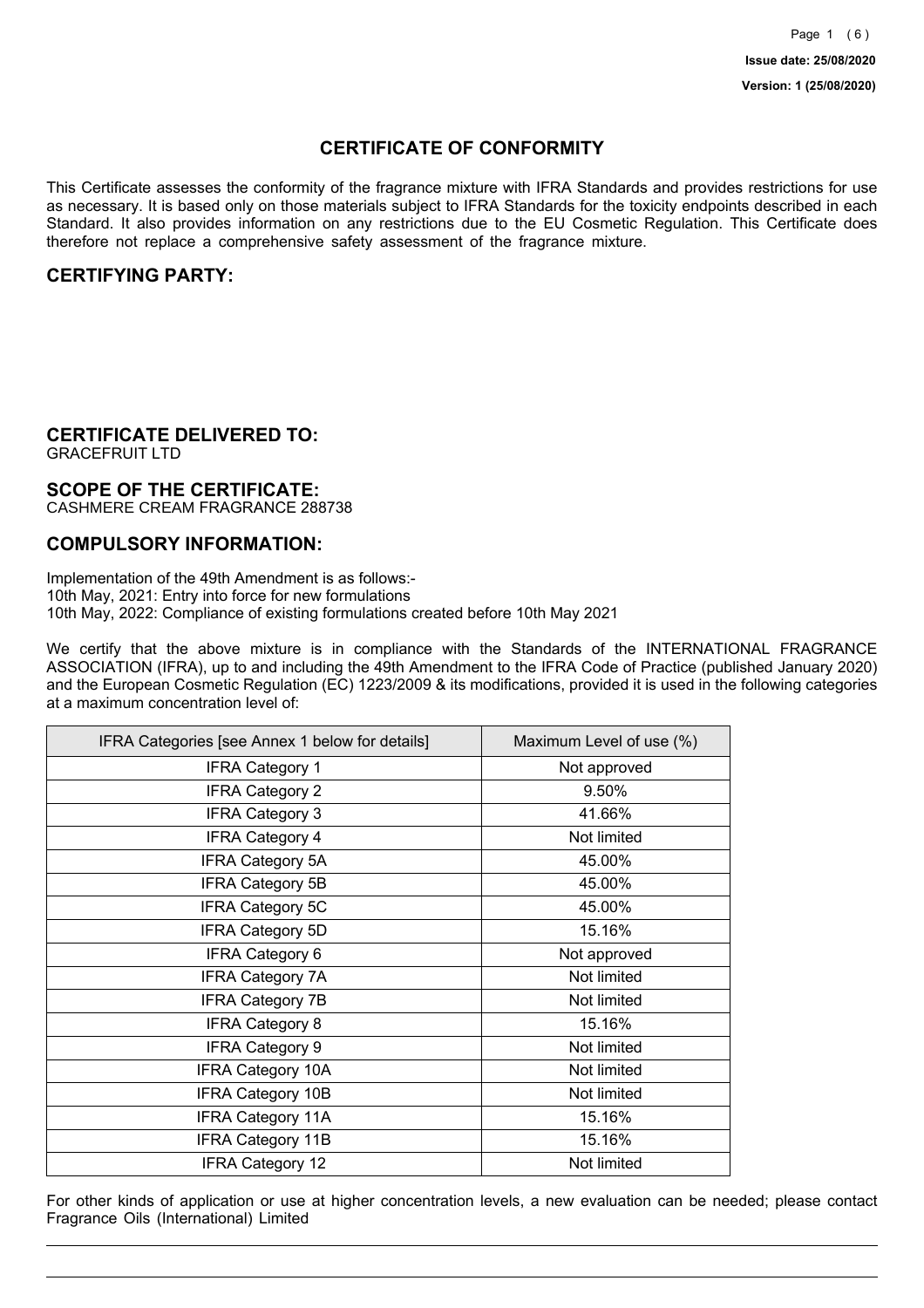Issue date: 25/08/2020

Version: 1 (25/08/2020)

# CERTIFICATE OF CONFORMITY

This Certificate assesses the conformity of the fragrance mixture with IFRA Standards and provides restrictions for use as necessary. It is based only on those materials subject to IFRA Standards for the toxicity endpoints described in each Standard. It also provides information on any restrictions due to the EU Cosmetic Regulation. This Certificate does therefore not replace a comprehensive safety assessment of the fragrance mixture.

## CERTIFYING PARTY:

## CERTIFICATE DELIVERED TO:

GRACEFRUIT LTD

## SCOPE OF THE CERTIFICATE:

CASHMERE CREAM FRAGRANCE 288738

## COMPULSORY INFORMATION:

Implementation of the 49th Amendment is as follows:-
10th May, 2021: Entry into force for new formulations
10th May, 2022: Compliance of existing formulations created before 10th May 2021

We certify that the above mixture is in compliance with the Standards of the INTERNATIONAL FRAGRANCE ASSOCIATION (IFRA), up to and including the 49th Amendment to the IFRA Code of Practice (published January 2020) and the European Cosmetic Regulation (EC) 1223/2009 & its modifications, provided it is used in the following categories at a maximum concentration level of:

| IFRA Categories [see Annex 1 below for details] | Maximum Level of use (%) |
|---|---|
| IFRA Category 1 | Not approved |
| IFRA Category 2 | 9.50% |
| IFRA Category 3 | 41.66% |
| IFRA Category 4 | Not limited |
| IFRA Category 5A | 45.00% |
| IFRA Category 5B | 45.00% |
| IFRA Category 5C | 45.00% |
| IFRA Category 5D | 15.16% |
| IFRA Category 6 | Not approved |
| IFRA Category 7A | Not limited |
| IFRA Category 7B | Not limited |
| IFRA Category 8 | 15.16% |
| IFRA Category 9 | Not limited |
| IFRA Category 10A | Not limited |
| IFRA Category 10B | Not limited |
| IFRA Category 11A | 15.16% |
| IFRA Category 11B | 15.16% |
| IFRA Category 12 | Not limited |

For other kinds of application or use at higher concentration levels, a new evaluation can be needed; please contact Fragrance Oils (International) Limited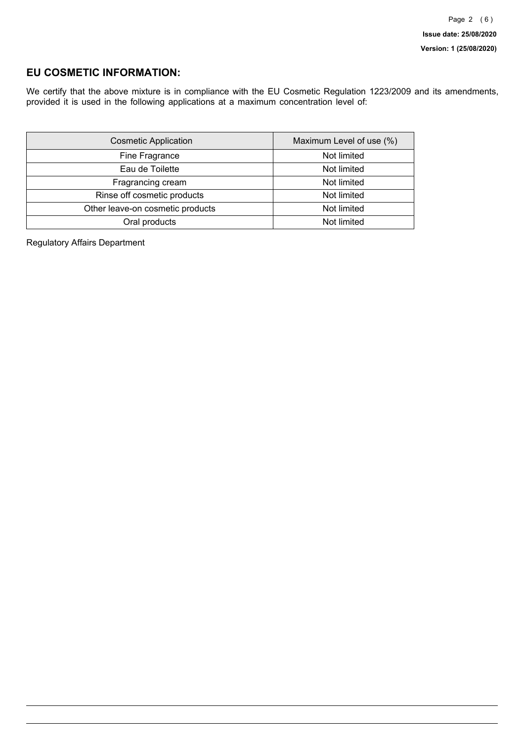## EU COSMETIC INFORMATION:

We certify that the above mixture is in compliance with the EU Cosmetic Regulation 1223/2009 and its amendments, provided it is used in the following applications at a maximum concentration level of:

| Cosmetic Application | Maximum Level of use (%) |
| --- | --- |
| Fine Fragrance | Not limited |
| Eau de Toilette | Not limited |
| Fragrancing cream | Not limited |
| Rinse off cosmetic products | Not limited |
| Other leave-on cosmetic products | Not limited |
| Oral products | Not limited |

Regulatory Affairs Department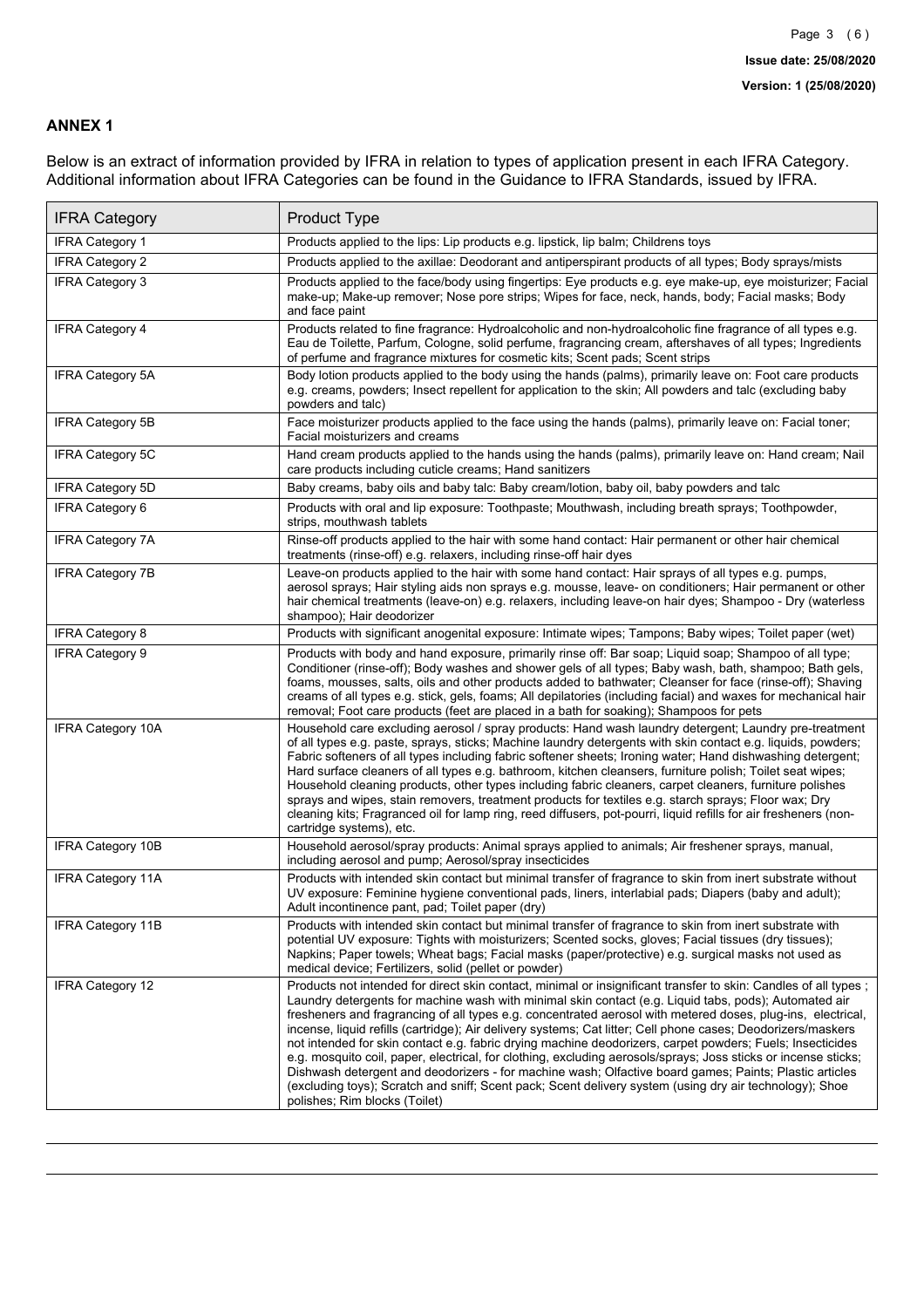## ANNEX 1

Below is an extract of information provided by IFRA in relation to types of application present in each IFRA Category. Additional information about IFRA Categories can be found in the Guidance to IFRA Standards, issued by IFRA.

| IFRA Category | Product Type |
|---|---|
| IFRA Category 1 | Products applied to the lips: Lip products e.g. lipstick, lip balm; Childrens toys |
| IFRA Category 2 | Products applied to the axillae: Deodorant and antiperspirant products of all types; Body sprays/mists |
| IFRA Category 3 | Products applied to the face/body using fingertips: Eye products e.g. eye make-up, eye moisturizer; Facial make-up; Make-up remover; Nose pore strips; Wipes for face, neck, hands, body; Facial masks; Body and face paint |
| IFRA Category 4 | Products related to fine fragrance: Hydroalcoholic and non-hydroalcoholic fine fragrance of all types e.g. Eau de Toilette, Parfum, Cologne, solid perfume, fragrancing cream, aftershaves of all types; Ingredients of perfume and fragrance mixtures for cosmetic kits; Scent pads; Scent strips |
| IFRA Category 5A | Body lotion products applied to the body using the hands (palms), primarily leave on: Foot care products e.g. creams, powders; Insect repellent for application to the skin; All powders and talc (excluding baby powders and talc) |
| IFRA Category 5B | Face moisturizer products applied to the face using the hands (palms), primarily leave on: Facial toner; Facial moisturizers and creams |
| IFRA Category 5C | Hand cream products applied to the hands using the hands (palms), primarily leave on: Hand cream; Nail care products including cuticle creams; Hand sanitizers |
| IFRA Category 5D | Baby creams, baby oils and baby talc: Baby cream/lotion, baby oil, baby powders and talc |
| IFRA Category 6 | Products with oral and lip exposure: Toothpaste; Mouthwash, including breath sprays; Toothpowder, strips, mouthwash tablets |
| IFRA Category 7A | Rinse-off products applied to the hair with some hand contact: Hair permanent or other hair chemical treatments (rinse-off) e.g. relaxers, including rinse-off hair dyes |
| IFRA Category 7B | Leave-on products applied to the hair with some hand contact: Hair sprays of all types e.g. pumps, aerosol sprays; Hair styling aids non sprays e.g. mousse, leave- on conditioners; Hair permanent or other hair chemical treatments (leave-on) e.g. relaxers, including leave-on hair dyes; Shampoo - Dry (waterless shampoo); Hair deodorizer |
| IFRA Category 8 | Products with significant anogenital exposure: Intimate wipes; Tampons; Baby wipes; Toilet paper (wet) |
| IFRA Category 9 | Products with body and hand exposure, primarily rinse off: Bar soap; Liquid soap; Shampoo of all type; Conditioner (rinse-off); Body washes and shower gels of all types; Baby wash, bath, shampoo; Bath gels, foams, mousses, salts, oils and other products added to bathwater; Cleanser for face (rinse-off); Shaving creams of all types e.g. stick, gels, foams; All depilatories (including facial) and waxes for mechanical hair removal; Foot care products (feet are placed in a bath for soaking); Shampoos for pets |
| IFRA Category 10A | Household care excluding aerosol / spray products: Hand wash laundry detergent; Laundry pre-treatment of all types e.g. paste, sprays, sticks; Machine laundry detergents with skin contact e.g. liquids, powders; Fabric softeners of all types including fabric softener sheets; Ironing water; Hand dishwashing detergent; Hard surface cleaners of all types e.g. bathroom, kitchen cleansers, furniture polish; Toilet seat wipes; Household cleaning products, other types including fabric cleaners, carpet cleaners, furniture polishes sprays and wipes, stain removers, treatment products for textiles e.g. starch sprays; Floor wax; Dry cleaning kits; Fragranced oil for lamp ring, reed diffusers, pot-pourri, liquid refills for air fresheners (non-cartridge systems), etc. |
| IFRA Category 10B | Household aerosol/spray products: Animal sprays applied to animals; Air freshener sprays, manual, including aerosol and pump; Aerosol/spray insecticides |
| IFRA Category 11A | Products with intended skin contact but minimal transfer of fragrance to skin from inert substrate without UV exposure: Feminine hygiene conventional pads, liners, interlabial pads; Diapers (baby and adult); Adult incontinence pant, pad; Toilet paper (dry) |
| IFRA Category 11B | Products with intended skin contact but minimal transfer of fragrance to skin from inert substrate with potential UV exposure: Tights with moisturizers; Scented socks, gloves; Facial tissues (dry tissues); Napkins; Paper towels; Wheat bags; Facial masks (paper/protective) e.g. surgical masks not used as medical device; Fertilizers, solid (pellet or powder) |
| IFRA Category 12 | Products not intended for direct skin contact, minimal or insignificant transfer to skin: Candles of all types ; Laundry detergents for machine wash with minimal skin contact (e.g. Liquid tabs, pods); Automated air fresheners and fragrancing of all types e.g. concentrated aerosol with metered doses, plug-ins, electrical, incense, liquid refills (cartridge); Air delivery systems; Cat litter; Cell phone cases; Deodorizers/maskers not intended for skin contact e.g. fabric drying machine deodorizers, carpet powders; Fuels; Insecticides e.g. mosquito coil, paper, electrical, for clothing, excluding aerosols/sprays; Joss sticks or incense sticks; Dishwash detergent and deodorizers - for machine wash; Olfactive board games; Paints; Plastic articles (excluding toys); Scratch and sniff; Scent pack; Scent delivery system (using dry air technology); Shoe polishes; Rim blocks (Toilet) |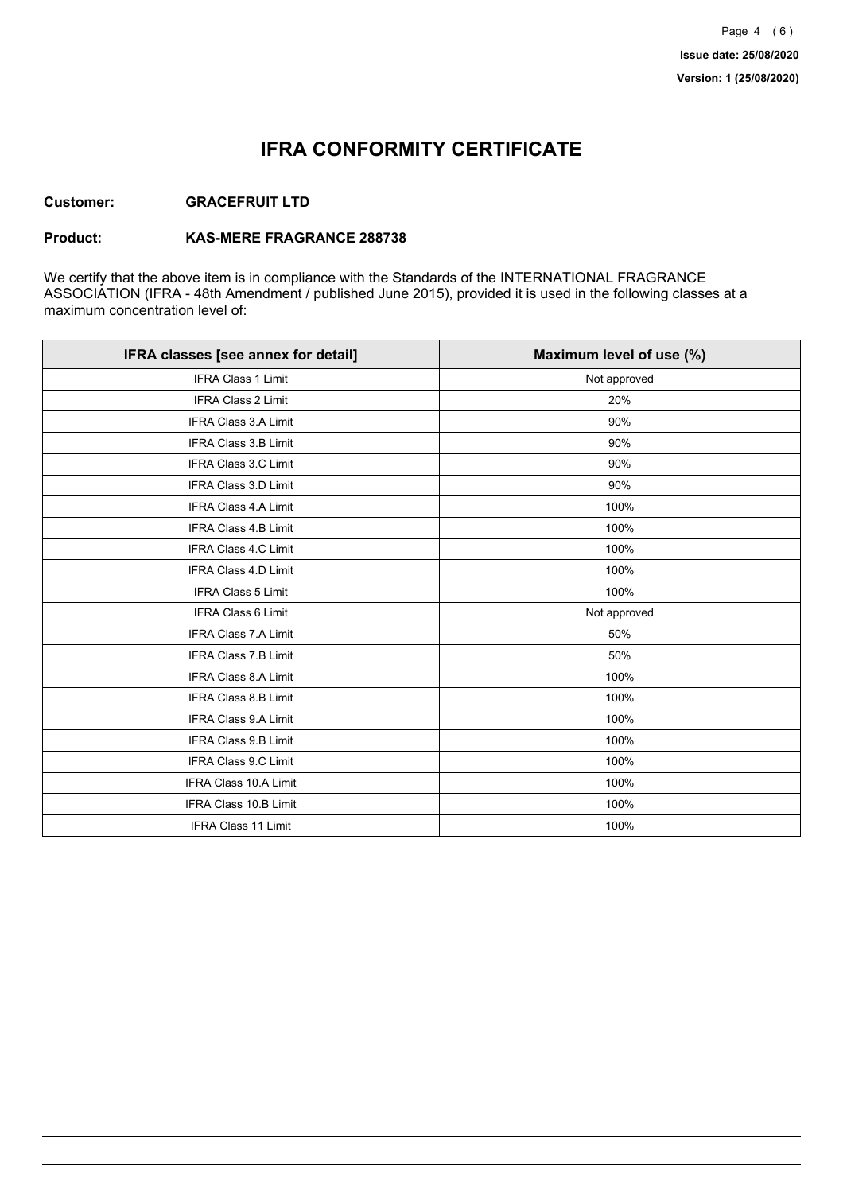# IFRA CONFORMITY CERTIFICATE

**Customer:** **GRACEFRUIT LTD**

**Product:** **KAS-MERE FRAGRANCE 288738**

We certify that the above item is in compliance with the Standards of the INTERNATIONAL FRAGRANCE ASSOCIATION (IFRA - 48th Amendment / published June 2015), provided it is used in the following classes at a maximum concentration level of:

| IFRA classes [see annex for detail] | Maximum level of use (%) |
| --- | --- |
| IFRA Class 1 Limit | Not approved |
| IFRA Class 2 Limit | 20% |
| IFRA Class 3.A Limit | 90% |
| IFRA Class 3.B Limit | 90% |
| IFRA Class 3.C Limit | 90% |
| IFRA Class 3.D Limit | 90% |
| IFRA Class 4.A Limit | 100% |
| IFRA Class 4.B Limit | 100% |
| IFRA Class 4.C Limit | 100% |
| IFRA Class 4.D Limit | 100% |
| IFRA Class 5 Limit | 100% |
| IFRA Class 6 Limit | Not approved |
| IFRA Class 7.A Limit | 50% |
| IFRA Class 7.B Limit | 50% |
| IFRA Class 8.A Limit | 100% |
| IFRA Class 8.B Limit | 100% |
| IFRA Class 9.A Limit | 100% |
| IFRA Class 9.B Limit | 100% |
| IFRA Class 9.C Limit | 100% |
| IFRA Class 10.A Limit | 100% |
| IFRA Class 10.B Limit | 100% |
| IFRA Class 11 Limit | 100% |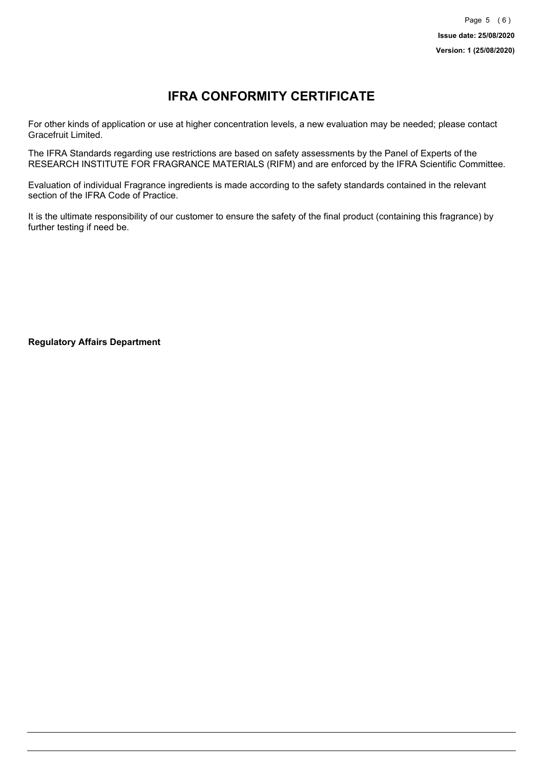# IFRA CONFORMITY CERTIFICATE

For other kinds of application or use at higher concentration levels, a new evaluation may be needed; please contact Gracefruit Limited.

The IFRA Standards regarding use restrictions are based on safety assessments by the Panel of Experts of the RESEARCH INSTITUTE FOR FRAGRANCE MATERIALS (RIFM) and are enforced by the IFRA Scientific Committee.

Evaluation of individual Fragrance ingredients is made according to the safety standards contained in the relevant section of the IFRA Code of Practice.

It is the ultimate responsibility of our customer to ensure the safety of the final product (containing this fragrance) by further testing if need be.

**Regulatory Affairs Department**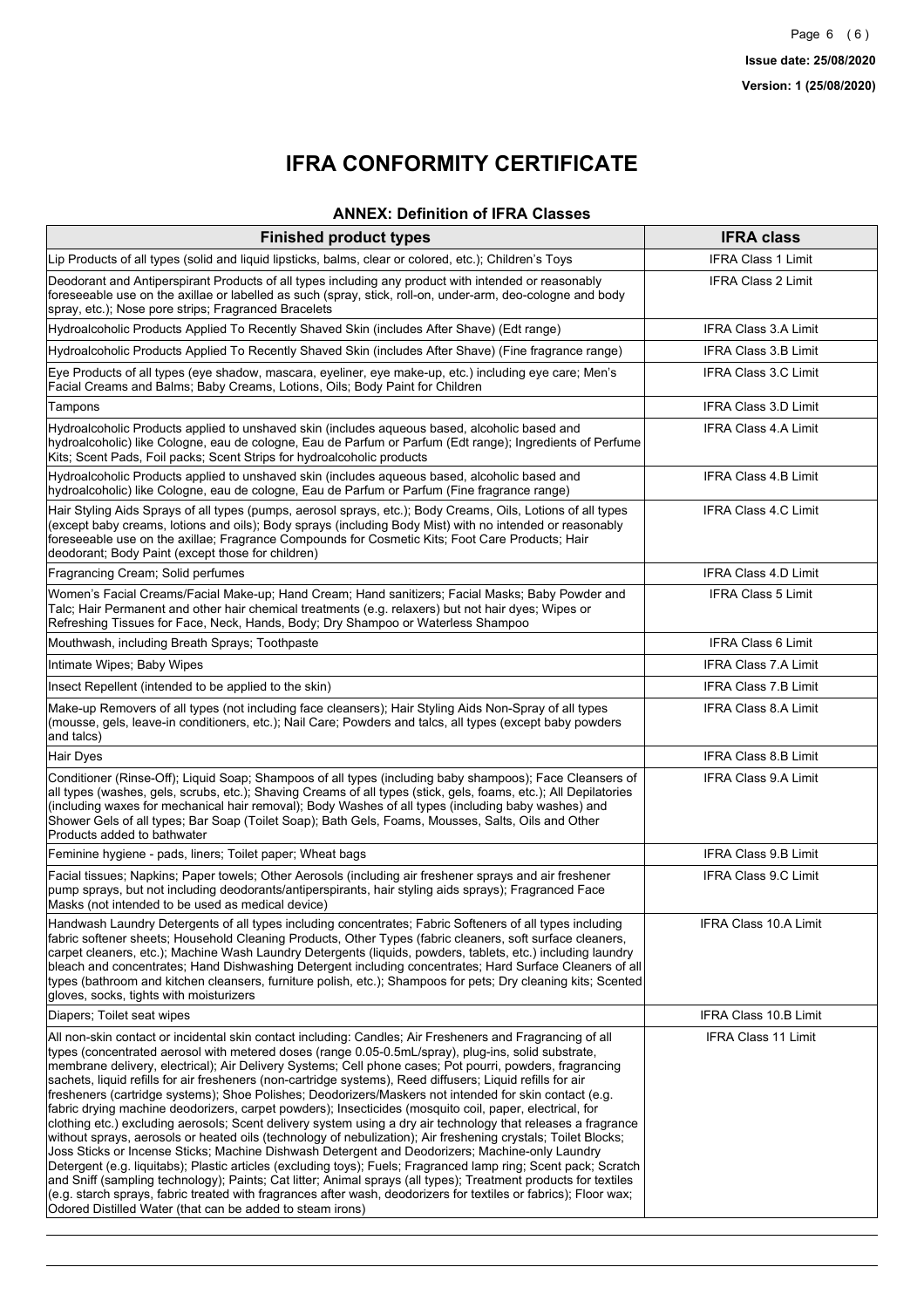# IFRA CONFORMITY CERTIFICATE

### ANNEX: Definition of IFRA Classes

| Finished product types | IFRA class |
| --- | --- |
| Lip Products of all types (solid and liquid lipsticks, balms, clear or colored, etc.); Children's Toys | IFRA Class 1 Limit |
| Deodorant and Antiperspirant Products of all types including any product with intended or reasonably foreseeable use on the axillae or labelled as such (spray, stick, roll-on, under-arm, deo-cologne and body spray, etc.); Nose pore strips; Fragranced Bracelets | IFRA Class 2 Limit |
| Hydroalcoholic Products Applied To Recently Shaved Skin (includes After Shave) (Edt range) | IFRA Class 3.A Limit |
| Hydroalcoholic Products Applied To Recently Shaved Skin (includes After Shave) (Fine fragrance range) | IFRA Class 3.B Limit |
| Eye Products of all types (eye shadow, mascara, eyeliner, eye make-up, etc.) including eye care; Men's Facial Creams and Balms; Baby Creams, Lotions, Oils; Body Paint for Children | IFRA Class 3.C Limit |
| Tampons | IFRA Class 3.D Limit |
| Hydroalcoholic Products applied to unshaved skin (includes aqueous based, alcoholic based and hydroalcoholic) like Cologne, eau de cologne, Eau de Parfum or Parfum (Edt range); Ingredients of Perfume Kits; Scent Pads, Foil packs; Scent Strips for hydroalcoholic products | IFRA Class 4.A Limit |
| Hydroalcoholic Products applied to unshaved skin (includes aqueous based, alcoholic based and hydroalcoholic) like Cologne, eau de cologne, Eau de Parfum or Parfum (Fine fragrance range) | IFRA Class 4.B Limit |
| Hair Styling Aids Sprays of all types (pumps, aerosol sprays, etc.); Body Creams, Oils, Lotions of all types (except baby creams, lotions and oils); Body sprays (including Body Mist) with no intended or reasonably foreseeable use on the axillae; Fragrance Compounds for Cosmetic Kits; Foot Care Products; Hair deodorant; Body Paint (except those for children) | IFRA Class 4.C Limit |
| Fragrancing Cream; Solid perfumes | IFRA Class 4.D Limit |
| Women's Facial Creams/Facial Make-up; Hand Cream; Hand sanitizers; Facial Masks; Baby Powder and Talc; Hair Permanent and other hair chemical treatments (e.g. relaxers) but not hair dyes; Wipes or Refreshing Tissues for Face, Neck, Hands, Body; Dry Shampoo or Waterless Shampoo | IFRA Class 5 Limit |
| Mouthwash, including Breath Sprays; Toothpaste | IFRA Class 6 Limit |
| Intimate Wipes; Baby Wipes | IFRA Class 7.A Limit |
| Insect Repellent (intended to be applied to the skin) | IFRA Class 7.B Limit |
| Make-up Removers of all types (not including face cleansers); Hair Styling Aids Non-Spray of all types (mousse, gels, leave-in conditioners, etc.); Nail Care; Powders and talcs, all types (except baby powders and talcs) | IFRA Class 8.A Limit |
| Hair Dyes | IFRA Class 8.B Limit |
| Conditioner (Rinse-Off); Liquid Soap; Shampoos of all types (including baby shampoos); Face Cleansers of all types (washes, gels, scrubs, etc.); Shaving Creams of all types (stick, gels, foams, etc.); All Depilatories (including waxes for mechanical hair removal); Body Washes of all types (including baby washes) and Shower Gels of all types; Bar Soap (Toilet Soap); Bath Gels, Foams, Mousses, Salts, Oils and Other Products added to bathwater | IFRA Class 9.A Limit |
| Feminine hygiene - pads, liners; Toilet paper; Wheat bags | IFRA Class 9.B Limit |
| Facial tissues; Napkins; Paper towels; Other Aerosols (including air freshener sprays and air freshener pump sprays, but not including deodorants/antiperspirants, hair styling aids sprays); Fragranced Face Masks (not intended to be used as medical device) | IFRA Class 9.C Limit |
| Handwash Laundry Detergents of all types including concentrates; Fabric Softeners of all types including fabric softener sheets; Household Cleaning Products, Other Types (fabric cleaners, soft surface cleaners, carpet cleaners, etc.); Machine Wash Laundry Detergents (liquids, powders, tablets, etc.) including laundry bleach and concentrates; Hand Dishwashing Detergent including concentrates; Hard Surface Cleaners of all types (bathroom and kitchen cleansers, furniture polish, etc.); Shampoos for pets; Dry cleaning kits; Scented gloves, socks, tights with moisturizers | IFRA Class 10.A Limit |
| Diapers; Toilet seat wipes | IFRA Class 10.B Limit |
| All non-skin contact or incidental skin contact including: Candles; Air Fresheners and Fragrancing of all types (concentrated aerosol with metered doses (range 0.05-0.5mL/spray), plug-ins, solid substrate, membrane delivery, electrical); Air Delivery Systems; Cell phone cases; Pot pourri, powders, fragrancing sachets, liquid refills for air fresheners (non-cartridge systems), Reed diffusers; Liquid refills for air fresheners (cartridge systems); Shoe Polishes; Deodorizers/Maskers not intended for skin contact (e.g. fabric drying machine deodorizers, carpet powders); Insecticides (mosquito coil, paper, electrical, for clothing etc.) excluding aerosols; Scent delivery system using a dry air technology that releases a fragrance without sprays, aerosols or heated oils (technology of nebulization); Air freshening crystals; Toilet Blocks; Joss Sticks or Incense Sticks; Machine Dishwash Detergent and Deodorizers; Machine-only Laundry Detergent (e.g. liquitabs); Plastic articles (excluding toys); Fuels; Fragranced lamp ring; Scent pack; Scratch and Sniff (sampling technology); Paints; Cat litter; Animal sprays (all types); Treatment products for textiles (e.g. starch sprays, fabric treated with fragrances after wash, deodorizers for textiles or fabrics); Floor wax; Odored Distilled Water (that can be added to steam irons) | IFRA Class 11 Limit |